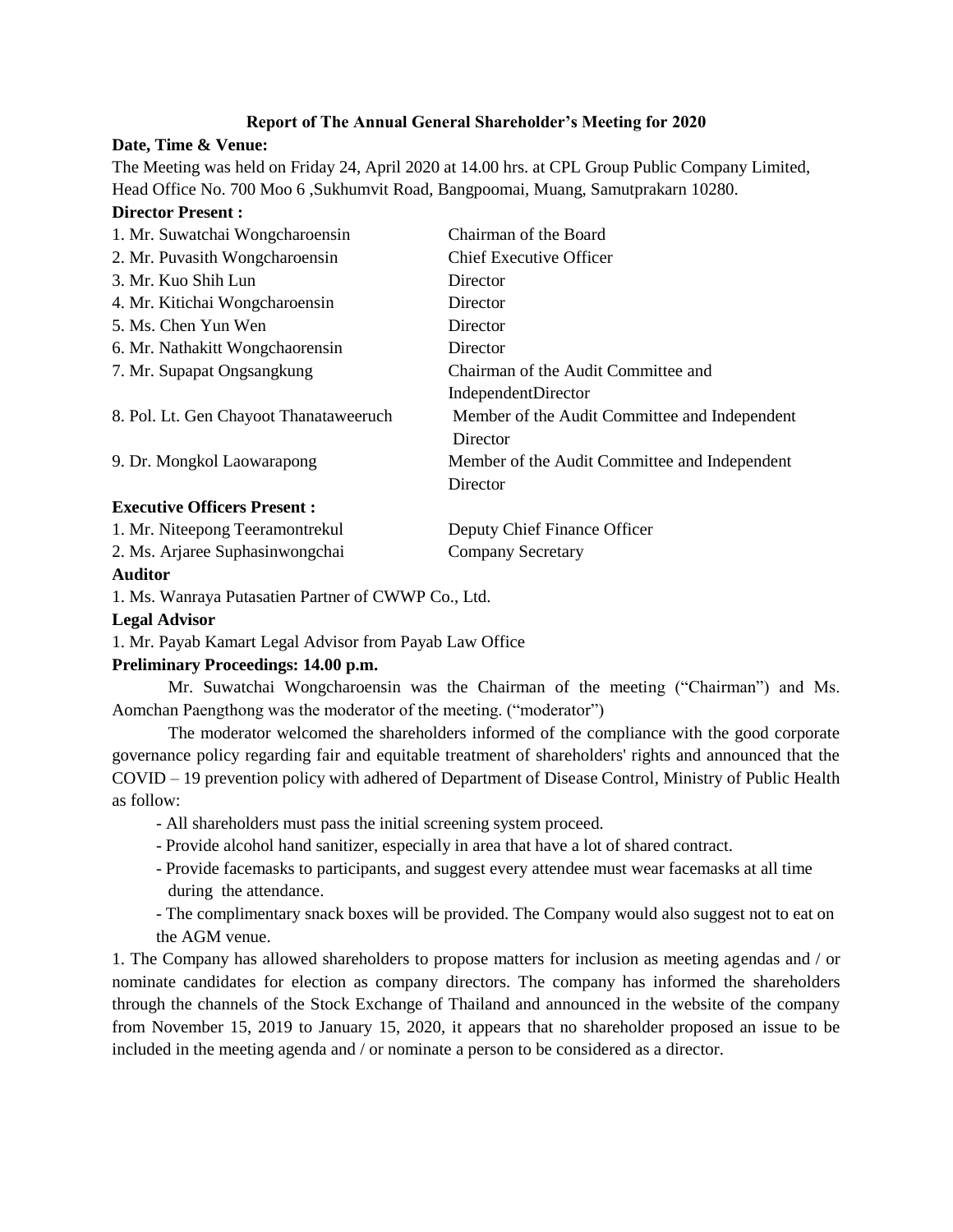**Report of The Annual General Shareholder's Meeting for 2020**

**Date, Time & Venue:**

The Meeting was held on Friday 24, April 2020 at 14.00 hrs. at CPL Group Public Company Limited, Head Office No. 700 Moo 6 ,Sukhumvit Road, Bangpoomai, Muang, Samutprakarn 10280.

**Director Present :**

| | |
|---|---|
| 1. Mr. Suwatchai Wongcharoensin | Chairman of the Board |
| 2. Mr. Puvasith Wongcharoensin | Chief Executive Officer |
| 3. Mr. Kuo Shih Lun | Director |
| 4. Mr. Kitichai Wongcharoensin | Director |
| 5. Ms. Chen Yun Wen | Director |
| 6. Mr. Nathakitt Wongchaorensin | Director |
| 7. Mr. Supapat Ongsangkung | Chairman of the Audit Committee and IndependentDirector |
| 8. Pol. Lt. Gen Chayoot Thanataweeruch | Member of the Audit Committee and Independent Director |
| 9. Dr. Mongkol Laowarapong | Member of the Audit Committee and Independent Director |

**Executive Officers Present :**

| | |
|---|---|
| 1. Mr. Niteepong Teeramontrekul | Deputy Chief Finance Officer |
| 2. Ms. Arjaree Suphasinwongchai | Company Secretary |

**Auditor**

1. Ms. Wanraya Putasatien Partner of CWWP Co., Ltd.

**Legal Advisor**

1. Mr. Payab Kamart Legal Advisor from Payab Law Office

**Preliminary Proceedings: 14.00 p.m.**

Mr. Suwatchai Wongcharoensin was the Chairman of the meeting ("Chairman") and Ms. Aomchan Paengthong was the moderator of the meeting. ("moderator")

The moderator welcomed the shareholders informed of the compliance with the good corporate governance policy regarding fair and equitable treatment of shareholders' rights and announced that the COVID – 19 prevention policy with adhered of Department of Disease Control, Ministry of Public Health as follow:

- All shareholders must pass the initial screening system proceed.
- Provide alcohol hand sanitizer, especially in area that have a lot of shared contract.
- Provide facemasks to participants, and suggest every attendee must wear facemasks at all time during the attendance.
- The complimentary snack boxes will be provided. The Company would also suggest not to eat on the AGM venue.

1. The Company has allowed shareholders to propose matters for inclusion as meeting agendas and / or nominate candidates for election as company directors. The company has informed the shareholders through the channels of the Stock Exchange of Thailand and announced in the website of the company from November 15, 2019 to January 15, 2020, it appears that no shareholder proposed an issue to be included in the meeting agenda and / or nominate a person to be considered as a director.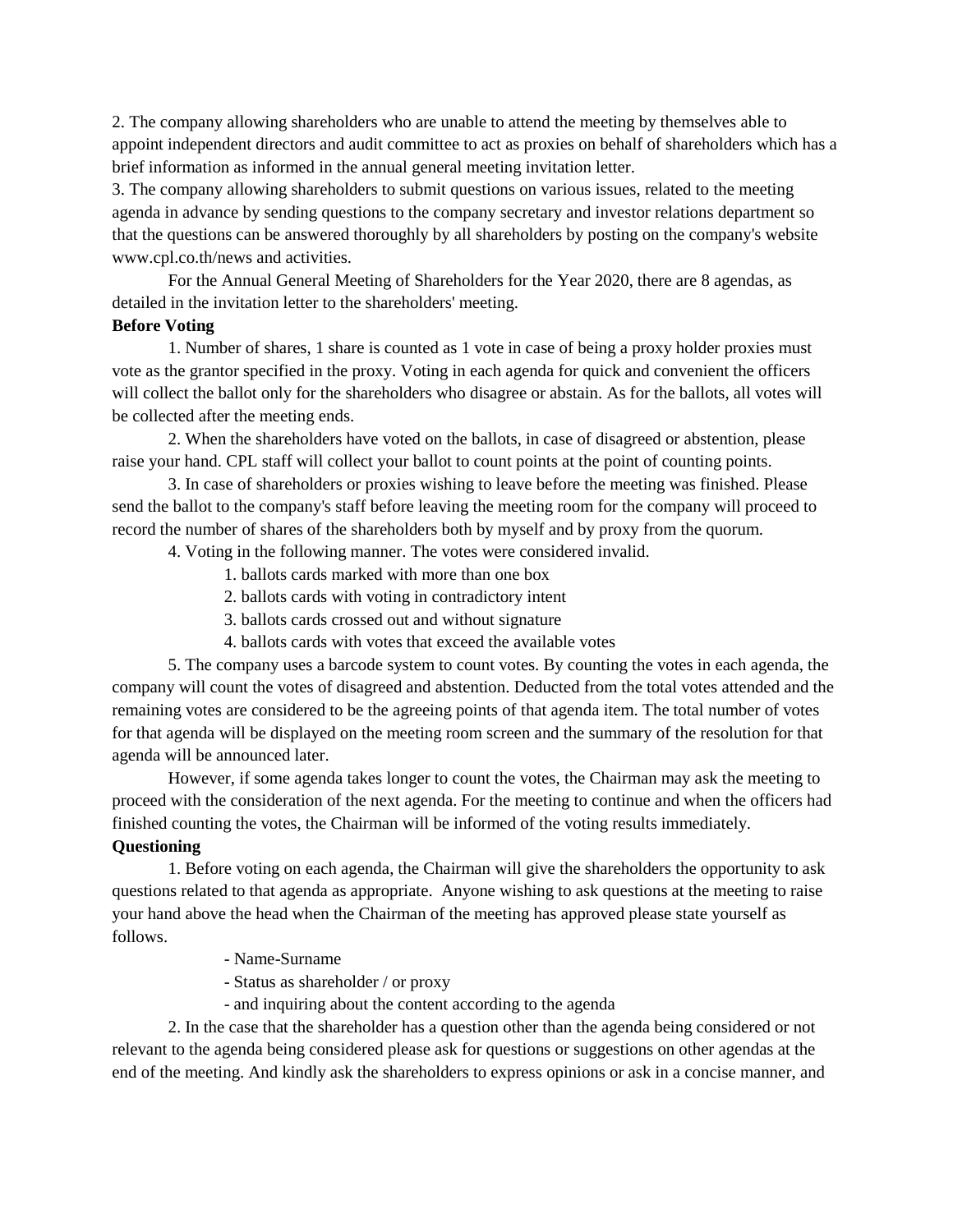2. The company allowing shareholders who are unable to attend the meeting by themselves able to appoint independent directors and audit committee to act as proxies on behalf of shareholders which has a brief information as informed in the annual general meeting invitation letter.

3. The company allowing shareholders to submit questions on various issues, related to the meeting agenda in advance by sending questions to the company secretary and investor relations department so that the questions can be answered thoroughly by all shareholders by posting on the company's website www.cpl.co.th/news and activities.

For the Annual General Meeting of Shareholders for the Year 2020, there are 8 agendas, as detailed in the invitation letter to the shareholders' meeting.

**Before Voting**

1. Number of shares, 1 share is counted as 1 vote in case of being a proxy holder proxies must vote as the grantor specified in the proxy. Voting in each agenda for quick and convenient the officers will collect the ballot only for the shareholders who disagree or abstain. As for the ballots, all votes will be collected after the meeting ends.

2. When the shareholders have voted on the ballots, in case of disagreed or abstention, please raise your hand. CPL staff will collect your ballot to count points at the point of counting points.

3. In case of shareholders or proxies wishing to leave before the meeting was finished. Please send the ballot to the company's staff before leaving the meeting room for the company will proceed to record the number of shares of the shareholders both by myself and by proxy from the quorum.

4. Voting in the following manner. The votes were considered invalid.

    1. ballots cards marked with more than one box
    2. ballots cards with voting in contradictory intent
    3. ballots cards crossed out and without signature
    4. ballots cards with votes that exceed the available votes

5. The company uses a barcode system to count votes. By counting the votes in each agenda, the company will count the votes of disagreed and abstention. Deducted from the total votes attended and the remaining votes are considered to be the agreeing points of that agenda item. The total number of votes for that agenda will be displayed on the meeting room screen and the summary of the resolution for that agenda will be announced later.

However, if some agenda takes longer to count the votes, the Chairman may ask the meeting to proceed with the consideration of the next agenda. For the meeting to continue and when the officers had finished counting the votes, the Chairman will be informed of the voting results immediately.

**Questioning**

1. Before voting on each agenda, the Chairman will give the shareholders the opportunity to ask questions related to that agenda as appropriate. Anyone wishing to ask questions at the meeting to raise your hand above the head when the Chairman of the meeting has approved please state yourself as follows.

    - Name-Surname
    - Status as shareholder / or proxy
    - and inquiring about the content according to the agenda

2. In the case that the shareholder has a question other than the agenda being considered or not relevant to the agenda being considered please ask for questions or suggestions on other agendas at the end of the meeting. And kindly ask the shareholders to express opinions or ask in a concise manner, and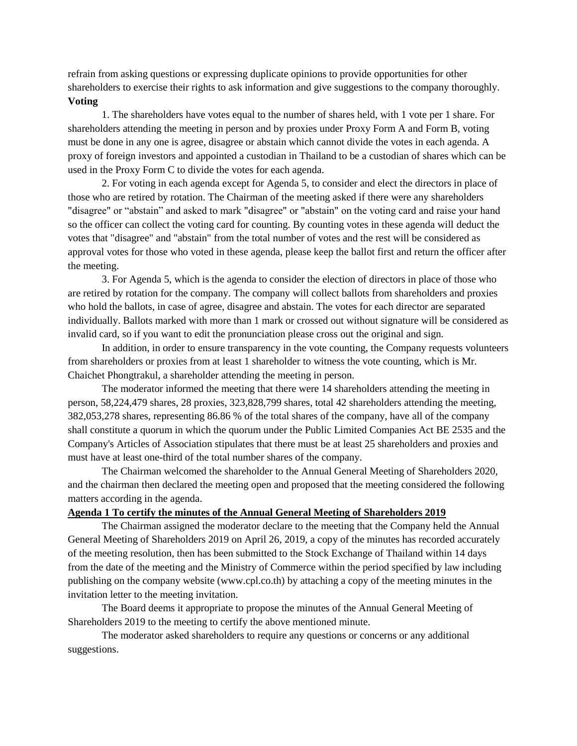refrain from asking questions or expressing duplicate opinions to provide opportunities for other shareholders to exercise their rights to ask information and give suggestions to the company thoroughly.

**Voting**

1. The shareholders have votes equal to the number of shares held, with 1 vote per 1 share. For shareholders attending the meeting in person and by proxies under Proxy Form A and Form B, voting must be done in any one is agree, disagree or abstain which cannot divide the votes in each agenda. A proxy of foreign investors and appointed a custodian in Thailand to be a custodian of shares which can be used in the Proxy Form C to divide the votes for each agenda.

2. For voting in each agenda except for Agenda 5, to consider and elect the directors in place of those who are retired by rotation. The Chairman of the meeting asked if there were any shareholders "disagree" or "abstain" and asked to mark "disagree" or "abstain" on the voting card and raise your hand so the officer can collect the voting card for counting. By counting votes in these agenda will deduct the votes that "disagree" and "abstain" from the total number of votes and the rest will be considered as approval votes for those who voted in these agenda, please keep the ballot first and return the officer after the meeting.

3. For Agenda 5, which is the agenda to consider the election of directors in place of those who are retired by rotation for the company. The company will collect ballots from shareholders and proxies who hold the ballots, in case of agree, disagree and abstain. The votes for each director are separated individually. Ballots marked with more than 1 mark or crossed out without signature will be considered as invalid card, so if you want to edit the pronunciation please cross out the original and sign.

In addition, in order to ensure transparency in the vote counting, the Company requests volunteers from shareholders or proxies from at least 1 shareholder to witness the vote counting, which is Mr. Chaichet Phongtrakul, a shareholder attending the meeting in person.

The moderator informed the meeting that there were 14 shareholders attending the meeting in person, 58,224,479 shares, 28 proxies, 323,828,799 shares, total 42 shareholders attending the meeting, 382,053,278 shares, representing 86.86 % of the total shares of the company, have all of the company shall constitute a quorum in which the quorum under the Public Limited Companies Act BE 2535 and the Company's Articles of Association stipulates that there must be at least 25 shareholders and proxies and must have at least one-third of the total number shares of the company.

The Chairman welcomed the shareholder to the Annual General Meeting of Shareholders 2020, and the chairman then declared the meeting open and proposed that the meeting considered the following matters according in the agenda.

**Agenda 1 To certify the minutes of the Annual General Meeting of Shareholders 2019**

The Chairman assigned the moderator declare to the meeting that the Company held the Annual General Meeting of Shareholders 2019 on April 26, 2019, a copy of the minutes has recorded accurately of the meeting resolution, then has been submitted to the Stock Exchange of Thailand within 14 days from the date of the meeting and the Ministry of Commerce within the period specified by law including publishing on the company website (www.cpl.co.th) by attaching a copy of the meeting minutes in the invitation letter to the meeting invitation.

The Board deems it appropriate to propose the minutes of the Annual General Meeting of Shareholders 2019 to the meeting to certify the above mentioned minute.

The moderator asked shareholders to require any questions or concerns or any additional suggestions.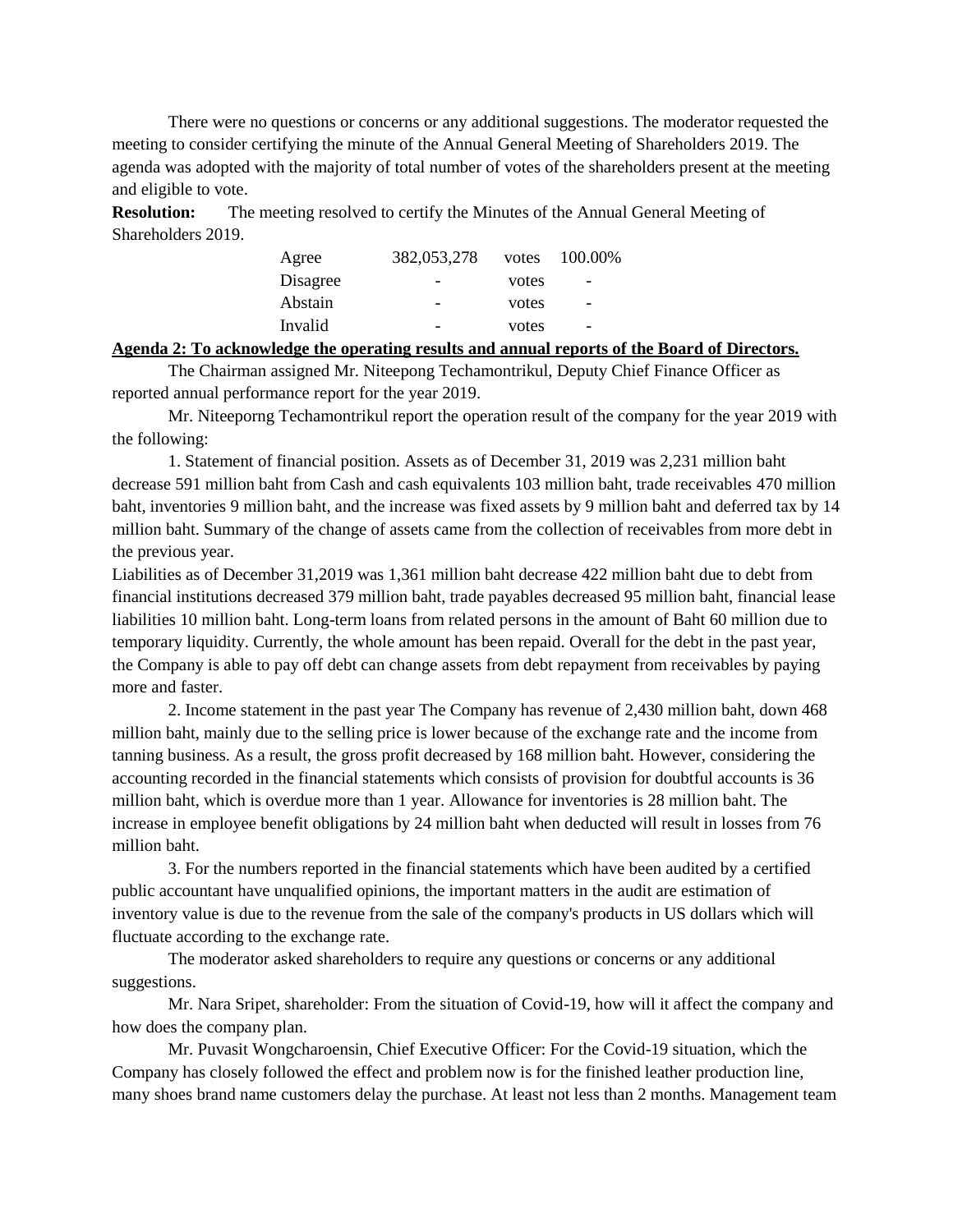There were no questions or concerns or any additional suggestions. The moderator requested the meeting to consider certifying the minute of the Annual General Meeting of Shareholders 2019. The agenda was adopted with the majority of total number of votes of the shareholders present at the meeting and eligible to vote.

**Resolution:** The meeting resolved to certify the Minutes of the Annual General Meeting of Shareholders 2019.

| | | | |
|---|---|---|---|
| Agree | 382,053,278 | votes | 100.00% |
| Disagree | - | votes | - |
| Abstain | - | votes | - |
| Invalid | - | votes | - |

**Agenda 2: To acknowledge the operating results and annual reports of the Board of Directors.**

The Chairman assigned Mr. Niteepong Techamontrikul, Deputy Chief Finance Officer as reported annual performance report for the year 2019.

Mr. Niteeporng Techamontrikul report the operation result of the company for the year 2019 with the following:

1. Statement of financial position. Assets as of December 31, 2019 was 2,231 million baht decrease 591 million baht from Cash and cash equivalents 103 million baht, trade receivables 470 million baht, inventories 9 million baht, and the increase was fixed assets by 9 million baht and deferred tax by 14 million baht. Summary of the change of assets came from the collection of receivables from more debt in the previous year.

Liabilities as of December 31,2019 was 1,361 million baht decrease 422 million baht due to debt from financial institutions decreased 379 million baht, trade payables decreased 95 million baht, financial lease liabilities 10 million baht. Long-term loans from related persons in the amount of Baht 60 million due to temporary liquidity. Currently, the whole amount has been repaid. Overall for the debt in the past year, the Company is able to pay off debt can change assets from debt repayment from receivables by paying more and faster.

2. Income statement in the past year The Company has revenue of 2,430 million baht, down 468 million baht, mainly due to the selling price is lower because of the exchange rate and the income from tanning business. As a result, the gross profit decreased by 168 million baht. However, considering the accounting recorded in the financial statements which consists of provision for doubtful accounts is 36 million baht, which is overdue more than 1 year. Allowance for inventories is 28 million baht. The increase in employee benefit obligations by 24 million baht when deducted will result in losses from 76 million baht.

3. For the numbers reported in the financial statements which have been audited by a certified public accountant have unqualified opinions, the important matters in the audit are estimation of inventory value is due to the revenue from the sale of the company's products in US dollars which will fluctuate according to the exchange rate.

The moderator asked shareholders to require any questions or concerns or any additional suggestions.

Mr. Nara Sripet, shareholder: From the situation of Covid-19, how will it affect the company and how does the company plan.

Mr. Puvasit Wongcharoensin, Chief Executive Officer: For the Covid-19 situation, which the Company has closely followed the effect and problem now is for the finished leather production line, many shoes brand name customers delay the purchase. At least not less than 2 months. Management team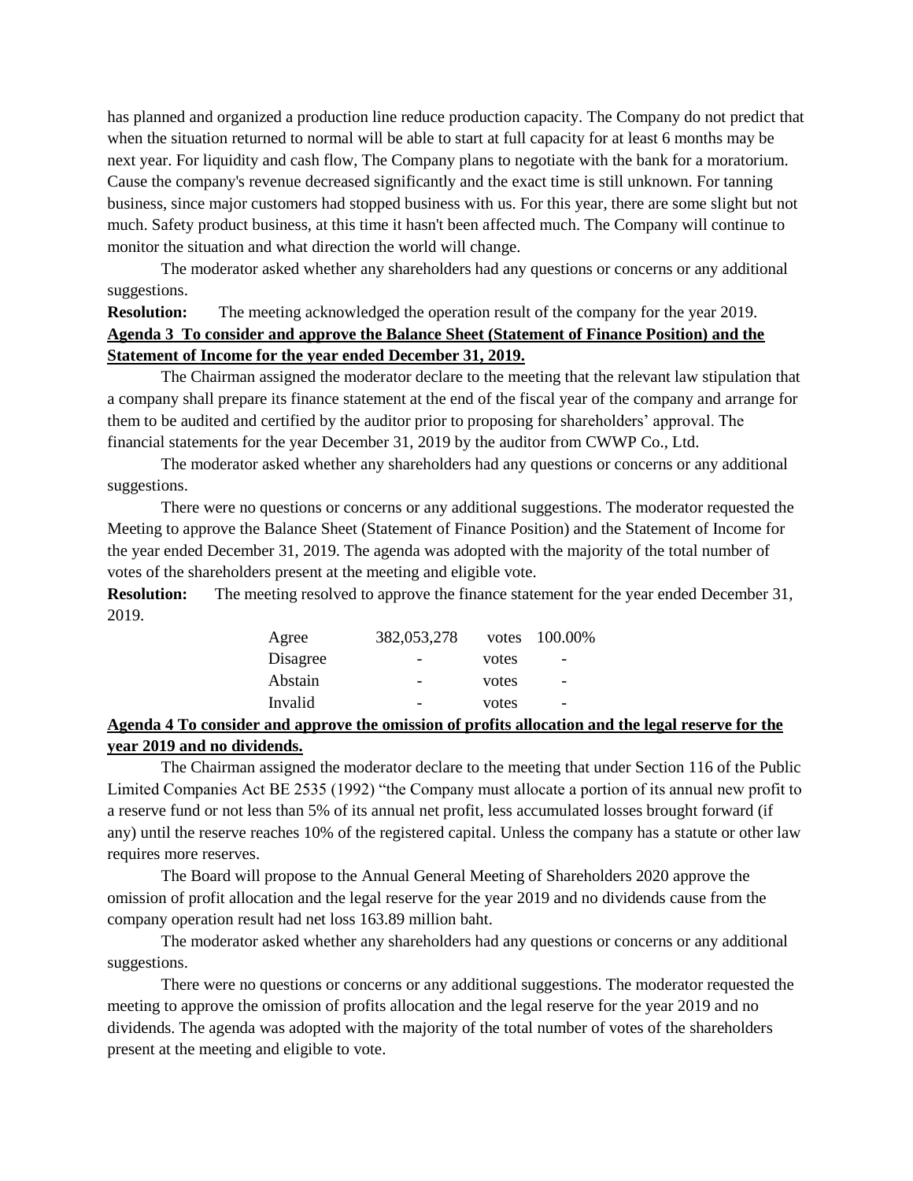has planned and organized a production line reduce production capacity. The Company do not predict that when the situation returned to normal will be able to start at full capacity for at least 6 months may be next year. For liquidity and cash flow, The Company plans to negotiate with the bank for a moratorium. Cause the company's revenue decreased significantly and the exact time is still unknown. For tanning business, since major customers had stopped business with us. For this year, there are some slight but not much. Safety product business, at this time it hasn't been affected much. The Company will continue to monitor the situation and what direction the world will change.

The moderator asked whether any shareholders had any questions or concerns or any additional suggestions.

**Resolution:** The meeting acknowledged the operation result of the company for the year 2019.

**Agenda 3 To consider and approve the Balance Sheet (Statement of Finance Position) and the Statement of Income for the year ended December 31, 2019.**

The Chairman assigned the moderator declare to the meeting that the relevant law stipulation that a company shall prepare its finance statement at the end of the fiscal year of the company and arrange for them to be audited and certified by the auditor prior to proposing for shareholders' approval. The financial statements for the year December 31, 2019 by the auditor from CWWP Co., Ltd.

The moderator asked whether any shareholders had any questions or concerns or any additional suggestions.

There were no questions or concerns or any additional suggestions. The moderator requested the Meeting to approve the Balance Sheet (Statement of Finance Position) and the Statement of Income for the year ended December 31, 2019. The agenda was adopted with the majority of the total number of votes of the shareholders present at the meeting and eligible vote.

**Resolution:** The meeting resolved to approve the finance statement for the year ended December 31, 2019.

| | | | |
|---|---|---|---|
| Agree | 382,053,278 | votes | 100.00% |
| Disagree | - | votes | - |
| Abstain | - | votes | - |
| Invalid | - | votes | - |

**Agenda 4 To consider and approve the omission of profits allocation and the legal reserve for the year 2019 and no dividends.**

The Chairman assigned the moderator declare to the meeting that under Section 116 of the Public Limited Companies Act BE 2535 (1992) "the Company must allocate a portion of its annual new profit to a reserve fund or not less than 5% of its annual net profit, less accumulated losses brought forward (if any) until the reserve reaches 10% of the registered capital. Unless the company has a statute or other law requires more reserves.

The Board will propose to the Annual General Meeting of Shareholders 2020 approve the omission of profit allocation and the legal reserve for the year 2019 and no dividends cause from the company operation result had net loss 163.89 million baht.

The moderator asked whether any shareholders had any questions or concerns or any additional suggestions.

There were no questions or concerns or any additional suggestions. The moderator requested the meeting to approve the omission of profits allocation and the legal reserve for the year 2019 and no dividends. The agenda was adopted with the majority of the total number of votes of the shareholders present at the meeting and eligible to vote.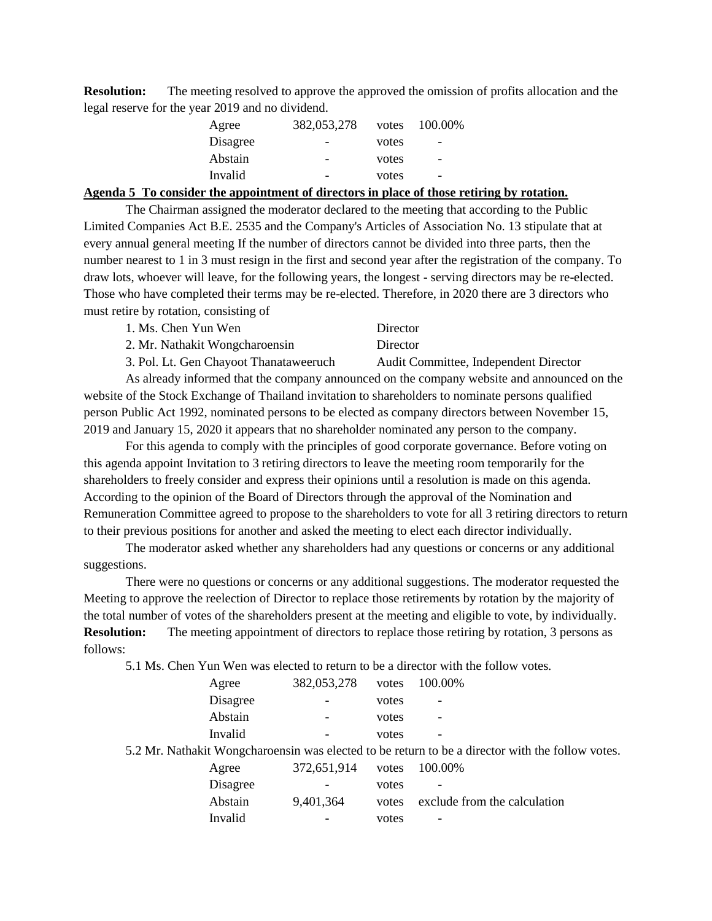**Resolution:** The meeting resolved to approve the approved the omission of profits allocation and the legal reserve for the year 2019 and no dividend.

| | | | |
|---|---|---|---|
| Agree | 382,053,278 | votes | 100.00% |
| Disagree | - | votes | - |
| Abstain | - | votes | - |
| Invalid | - | votes | - |

**Agenda 5 To consider the appointment of directors in place of those retiring by rotation.**

The Chairman assigned the moderator declared to the meeting that according to the Public Limited Companies Act B.E. 2535 and the Company's Articles of Association No. 13 stipulate that at every annual general meeting If the number of directors cannot be divided into three parts, then the number nearest to 1 in 3 must resign in the first and second year after the registration of the company. To draw lots, whoever will leave, for the following years, the longest - serving directors may be re-elected. Those who have completed their terms may be re-elected. Therefore, in 2020 there are 3 directors who must retire by rotation, consisting of

| | |
|---|---|
| 1. Ms. Chen Yun Wen | Director |
| 2. Mr. Nathakit Wongcharoensin | Director |
| 3. Pol. Lt. Gen Chayoot Thanataweeruch | Audit Committee, Independent Director |

As already informed that the company announced on the company website and announced on the website of the Stock Exchange of Thailand invitation to shareholders to nominate persons qualified person Public Act 1992, nominated persons to be elected as company directors between November 15, 2019 and January 15, 2020 it appears that no shareholder nominated any person to the company.

For this agenda to comply with the principles of good corporate governance. Before voting on this agenda appoint Invitation to 3 retiring directors to leave the meeting room temporarily for the shareholders to freely consider and express their opinions until a resolution is made on this agenda. According to the opinion of the Board of Directors through the approval of the Nomination and Remuneration Committee agreed to propose to the shareholders to vote for all 3 retiring directors to return to their previous positions for another and asked the meeting to elect each director individually.

The moderator asked whether any shareholders had any questions or concerns or any additional suggestions.

There were no questions or concerns or any additional suggestions. The moderator requested the Meeting to approve the reelection of Director to replace those retirements by rotation by the majority of the total number of votes of the shareholders present at the meeting and eligible to vote, by individually.

**Resolution:** The meeting appointment of directors to replace those retiring by rotation, 3 persons as follows:

5.1 Ms. Chen Yun Wen was elected to return to be a director with the follow votes.

| | | | |
|---|---|---|---|
| Agree | 382,053,278 | votes | 100.00% |
| Disagree | - | votes | - |
| Abstain | - | votes | - |
| Invalid | - | votes | - |

5.2 Mr. Nathakit Wongcharoensin was elected to be return to be a director with the follow votes.

| | | | |
|---|---|---|---|
| Agree | 372,651,914 | votes | 100.00% |
| Disagree | - | votes | - |
| Abstain | 9,401,364 | votes | exclude from the calculation |
| Invalid | - | votes | - |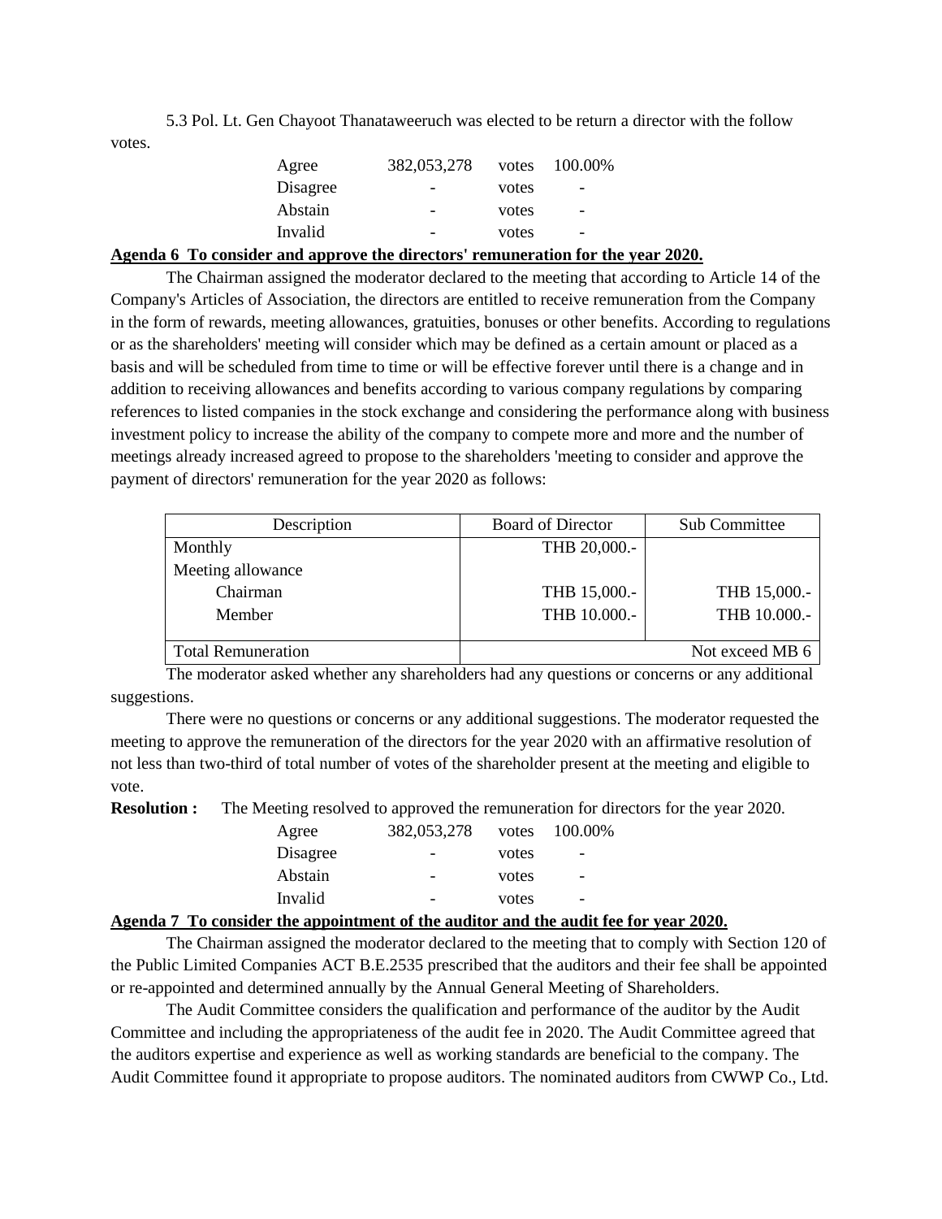5.3 Pol. Lt. Gen Chayoot Thanataweeruch was elected to be return a director with the follow votes.

| | | | |
|---|---|---|---|
| Agree | 382,053,278 | votes | 100.00% |
| Disagree | - | votes | - |
| Abstain | - | votes | - |
| Invalid | - | votes | - |

**Agenda 6 To consider and approve the directors' remuneration for the year 2020.**

The Chairman assigned the moderator declared to the meeting that according to Article 14 of the Company's Articles of Association, the directors are entitled to receive remuneration from the Company in the form of rewards, meeting allowances, gratuities, bonuses or other benefits. According to regulations or as the shareholders' meeting will consider which may be defined as a certain amount or placed as a basis and will be scheduled from time to time or will be effective forever until there is a change and in addition to receiving allowances and benefits according to various company regulations by comparing references to listed companies in the stock exchange and considering the performance along with business investment policy to increase the ability of the company to compete more and more and the number of meetings already increased agreed to propose to the shareholders 'meeting to consider and approve the payment of directors' remuneration for the year 2020 as follows:

| Description | Board of Director | Sub Committee |
|---|---|---|
| Monthly | THB 20,000.- | |
| Meeting allowance | | |
| Chairman | THB 15,000.- | THB 15,000.- |
| Member | THB 10.000.- | THB 10.000.- |
| Total Remuneration | Not exceed MB 6 | |

The moderator asked whether any shareholders had any questions or concerns or any additional suggestions.

There were no questions or concerns or any additional suggestions. The moderator requested the meeting to approve the remuneration of the directors for the year 2020 with an affirmative resolution of not less than two-third of total number of votes of the shareholder present at the meeting and eligible to vote.

**Resolution :** The Meeting resolved to approved the remuneration for directors for the year 2020.

| | | | |
|---|---|---|---|
| Agree | 382,053,278 | votes | 100.00% |
| Disagree | - | votes | - |
| Abstain | - | votes | - |
| Invalid | - | votes | - |

**Agenda 7 To consider the appointment of the auditor and the audit fee for year 2020.**

The Chairman assigned the moderator declared to the meeting that to comply with Section 120 of the Public Limited Companies ACT B.E.2535 prescribed that the auditors and their fee shall be appointed or re-appointed and determined annually by the Annual General Meeting of Shareholders.

The Audit Committee considers the qualification and performance of the auditor by the Audit Committee and including the appropriateness of the audit fee in 2020. The Audit Committee agreed that the auditors expertise and experience as well as working standards are beneficial to the company. The Audit Committee found it appropriate to propose auditors. The nominated auditors from CWWP Co., Ltd.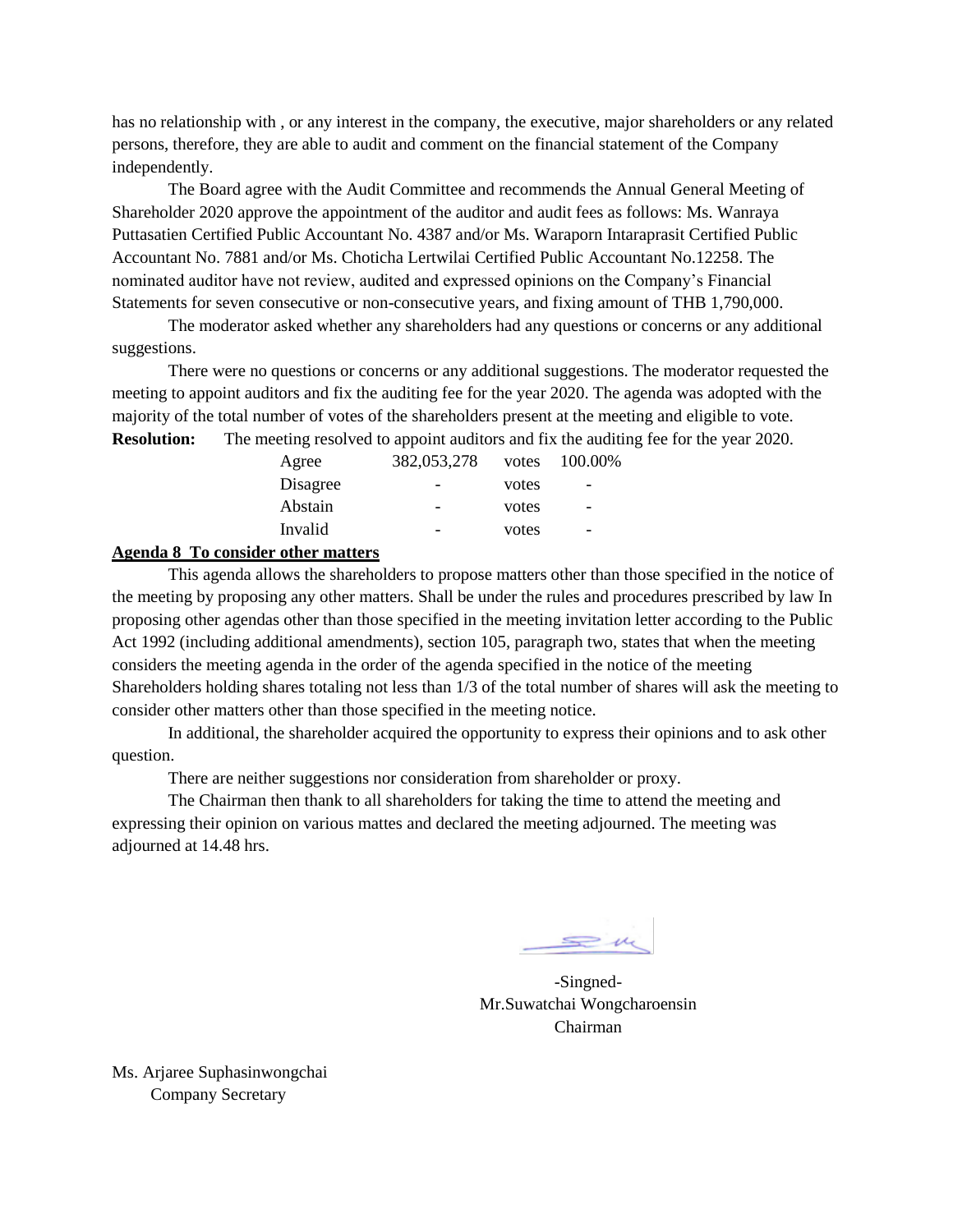has no relationship with , or any interest in the company, the executive, major shareholders or any related persons, therefore, they are able to audit and comment on the financial statement of the Company independently.

The Board agree with the Audit Committee and recommends the Annual General Meeting of Shareholder 2020 approve the appointment of the auditor and audit fees as follows: Ms. Wanraya Puttasatien Certified Public Accountant No. 4387 and/or Ms. Waraporn Intaraprasit Certified Public Accountant No. 7881 and/or Ms. Choticha Lertwilai Certified Public Accountant No.12258. The nominated auditor have not review, audited and expressed opinions on the Company's Financial Statements for seven consecutive or non-consecutive years, and fixing amount of THB 1,790,000.

The moderator asked whether any shareholders had any questions or concerns or any additional suggestions.

There were no questions or concerns or any additional suggestions. The moderator requested the meeting to appoint auditors and fix the auditing fee for the year 2020. The agenda was adopted with the majority of the total number of votes of the shareholders present at the meeting and eligible to vote.

**Resolution:** The meeting resolved to appoint auditors and fix the auditing fee for the year 2020.

| | | | |
|---|---|---|---|
| Agree | 382,053,278 | votes | 100.00% |
| Disagree | - | votes | - |
| Abstain | - | votes | - |
| Invalid | - | votes | - |

**Agenda 8 To consider other matters**

This agenda allows the shareholders to propose matters other than those specified in the notice of the meeting by proposing any other matters. Shall be under the rules and procedures prescribed by law In proposing other agendas other than those specified in the meeting invitation letter according to the Public Act 1992 (including additional amendments), section 105, paragraph two, states that when the meeting considers the meeting agenda in the order of the agenda specified in the notice of the meeting Shareholders holding shares totaling not less than 1/3 of the total number of shares will ask the meeting to consider other matters other than those specified in the meeting notice.

In additional, the shareholder acquired the opportunity to express their opinions and to ask other question.

There are neither suggestions nor consideration from shareholder or proxy.

The Chairman then thank to all shareholders for taking the time to attend the meeting and expressing their opinion on various mattes and declared the meeting adjourned. The meeting was adjourned at 14.48 hrs.

-Singned-
Mr.Suwatchai Wongcharoensin
Chairman

Ms. Arjaree Suphasinwongchai
Company Secretary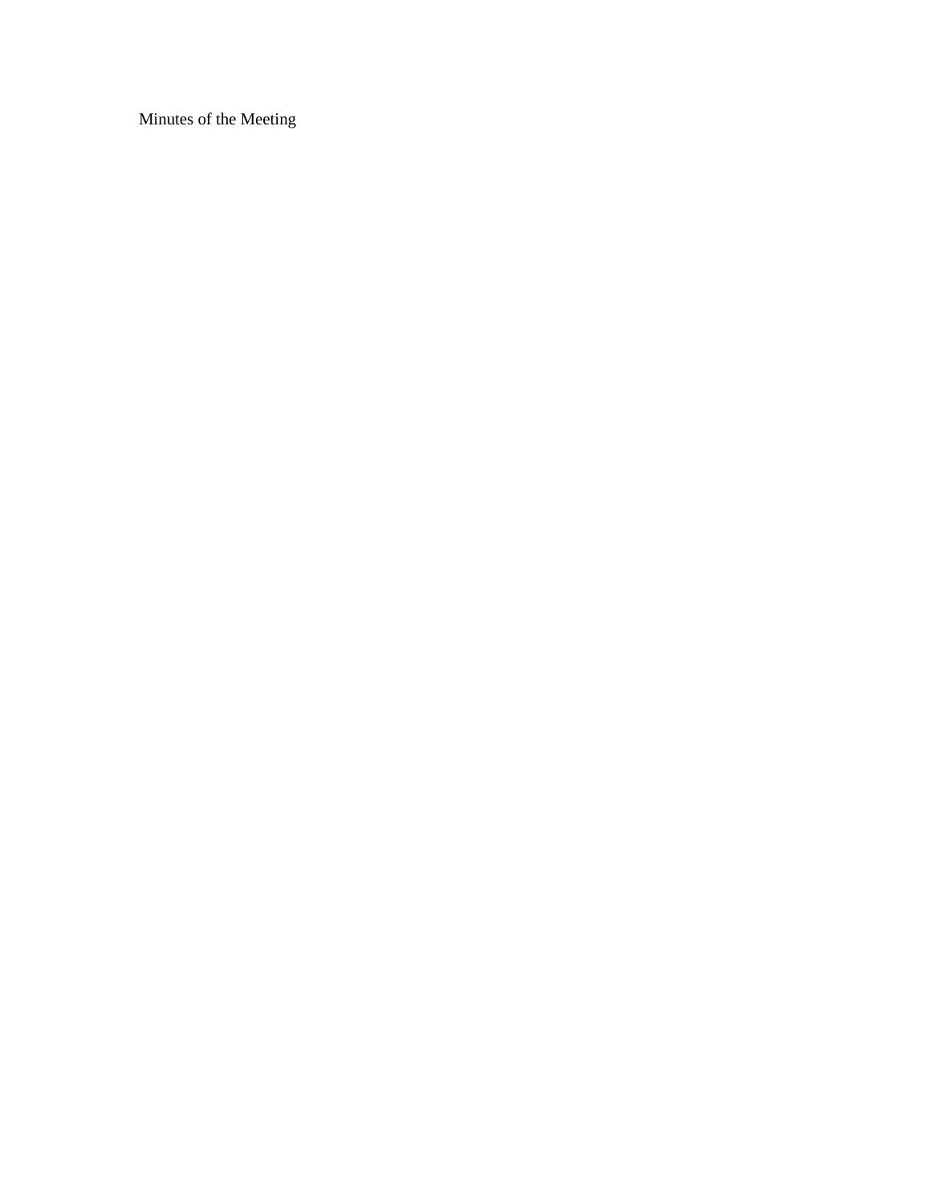Minutes of the Meeting